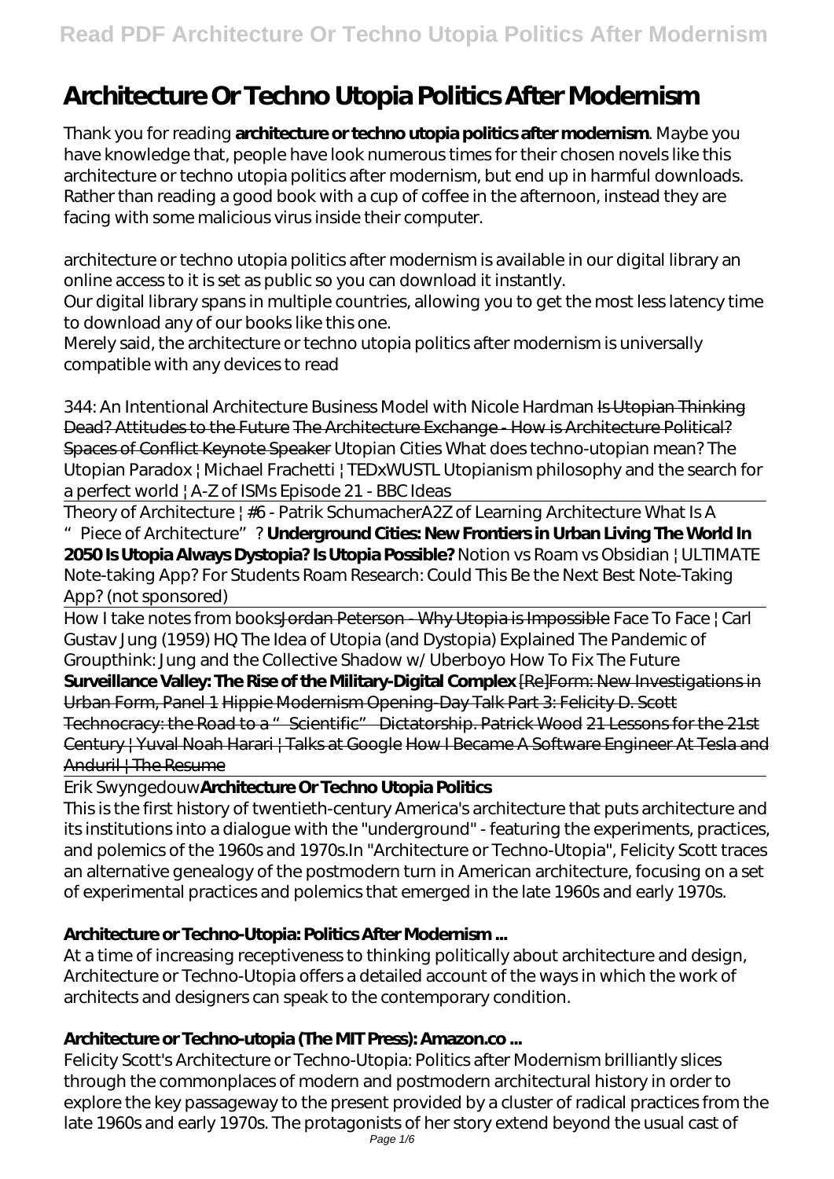# Architecture Or Techno Utopia Politics After Modernism

Thank you for reading **architecture or techno utopia politics after modernism**. Maybe you have knowledge that, people have look numerous times for their chosen novels like this architecture or techno utopia politics after modernism, but end up in harmful downloads. Rather than reading a good book with a cup of coffee in the afternoon, instead they are facing with some malicious virus inside their computer.

architecture or techno utopia politics after modernism is available in our digital library an online access to it is set as public so you can download it instantly.

Our digital library spans in multiple countries, allowing you to get the most less latency time to download any of our books like this one.

Merely said, the architecture or techno utopia politics after modernism is universally compatible with any devices to read

*344: An Intentional Architecture Business Model with Nicole Hardman* ~~Is Utopian Thinking Dead? Attitudes to the Future~~ ~~The Architecture Exchange - How is Architecture Political? Spaces of Conflict Keynote Speaker~~ *Utopian Cities* *What does techno-utopian mean?* *The Utopian Paradox | Michael Frachetti | TEDxWUSTL* *Utopianism philosophy and the search for a perfect world | A-Z of ISMs Episode 21 - BBC Ideas*

Theory of Architecture | #6 - Patrik Schumacher*A2Z of Learning Architecture What Is A "Piece of Architecture"?* **Underground Cities: New Frontiers in Urban Living** **The World In 2050** **Is Utopia Always Dystopia? Is Utopia Possible?** *Notion vs Roam vs Obsidian | ULTIMATE Note-taking App? For Students* *Roam Research: Could This Be the Next Best Note-Taking App? (not sponsored)*

How I take notes from books~~Jordan Peterson - Why Utopia is Impossible~~ *Face To Face | Carl Gustav Jung (1959) HQ* *The Idea of Utopia (and Dystopia) Explained* *The Pandemic of Groupthink: Jung and the Collective Shadow w/ Uberboyo* *How To Fix The Future* **Surveillance Valley: The Rise of the Military-Digital Complex** ~~[Re]Form: New Investigations in Urban Form, Panel 1~~ ~~Hippie Modernism Opening-Day Talk Part 3: Felicity D. Scott~~ ~~Technocracy: the Road to a "Scientific" Dictatorship. Patrick Wood~~ ~~21 Lessons for the 21st Century | Yuval Noah Harari | Talks at Google~~ ~~How I Became A Software Engineer At Tesla and Anduril | The Resume~~

Erik Swyngedouw**Architecture Or Techno Utopia Politics**

This is the first history of twentieth-century America's architecture that puts architecture and its institutions into a dialogue with the "underground" - featuring the experiments, practices, and polemics of the 1960s and 1970s.In "Architecture or Techno-Utopia", Felicity Scott traces an alternative genealogy of the postmodern turn in American architecture, focusing on a set of experimental practices and polemics that emerged in the late 1960s and early 1970s.

## Architecture or Techno-Utopia: Politics After Modernism ...

At a time of increasing receptiveness to thinking politically about architecture and design, Architecture or Techno-Utopia offers a detailed account of the ways in which the work of architects and designers can speak to the contemporary condition.

## Architecture or Techno-utopia (The MIT Press): Amazon.co ...

Felicity Scott's Architecture or Techno-Utopia: Politics after Modernism brilliantly slices through the commonplaces of modern and postmodern architectural history in order to explore the key passageway to the present provided by a cluster of radical practices from the late 1960s and early 1970s. The protagonists of her story extend beyond the usual cast of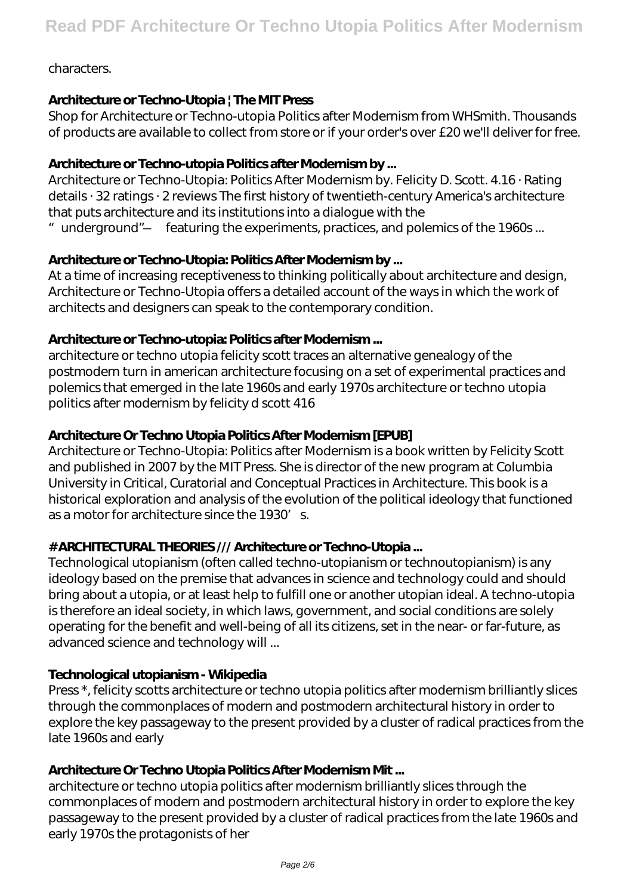characters.

### Architecture or Techno-Utopia | The MIT Press

Shop for Architecture or Techno-utopia Politics after Modernism from WHSmith. Thousands of products are available to collect from store or if your order's over £20 we'll deliver for free.

### Architecture or Techno-utopia Politics after Modernism by ...

Architecture or Techno-Utopia: Politics After Modernism by. Felicity D. Scott. 4.16 · Rating details · 32 ratings · 2 reviews The first history of twentieth-century America's architecture that puts architecture and its institutions into a dialogue with the "underground"— featuring the experiments, practices, and polemics of the 1960s ...

### Architecture or Techno-Utopia: Politics After Modernism by ...

At a time of increasing receptiveness to thinking politically about architecture and design, Architecture or Techno-Utopia offers a detailed account of the ways in which the work of architects and designers can speak to the contemporary condition.

### Architecture or Techno-utopia: Politics after Modernism ...

architecture or techno utopia felicity scott traces an alternative genealogy of the postmodern turn in american architecture focusing on a set of experimental practices and polemics that emerged in the late 1960s and early 1970s architecture or techno utopia politics after modernism by felicity d scott 416

### Architecture Or Techno Utopia Politics After Modernism [EPUB]

Architecture or Techno-Utopia: Politics after Modernism is a book written by Felicity Scott and published in 2007 by the MIT Press. She is director of the new program at Columbia University in Critical, Curatorial and Conceptual Practices in Architecture. This book is a historical exploration and analysis of the evolution of the political ideology that functioned as a motor for architecture since the 1930's.

### # ARCHITECTURAL THEORIES /// Architecture or Techno-Utopia ...

Technological utopianism (often called techno-utopianism or technoutopianism) is any ideology based on the premise that advances in science and technology could and should bring about a utopia, or at least help to fulfill one or another utopian ideal. A techno-utopia is therefore an ideal society, in which laws, government, and social conditions are solely operating for the benefit and well-being of all its citizens, set in the near- or far-future, as advanced science and technology will ...

### Technological utopianism - Wikipedia

Press *, felicity scotts architecture or techno utopia politics after modernism brilliantly slices through the commonplaces of modern and postmodern architectural history in order to explore the key passageway to the present provided by a cluster of radical practices from the late 1960s and early

### Architecture Or Techno Utopia Politics After Modernism Mit ...

architecture or techno utopia politics after modernism brilliantly slices through the commonplaces of modern and postmodern architectural history in order to explore the key passageway to the present provided by a cluster of radical practices from the late 1960s and early 1970s the protagonists of her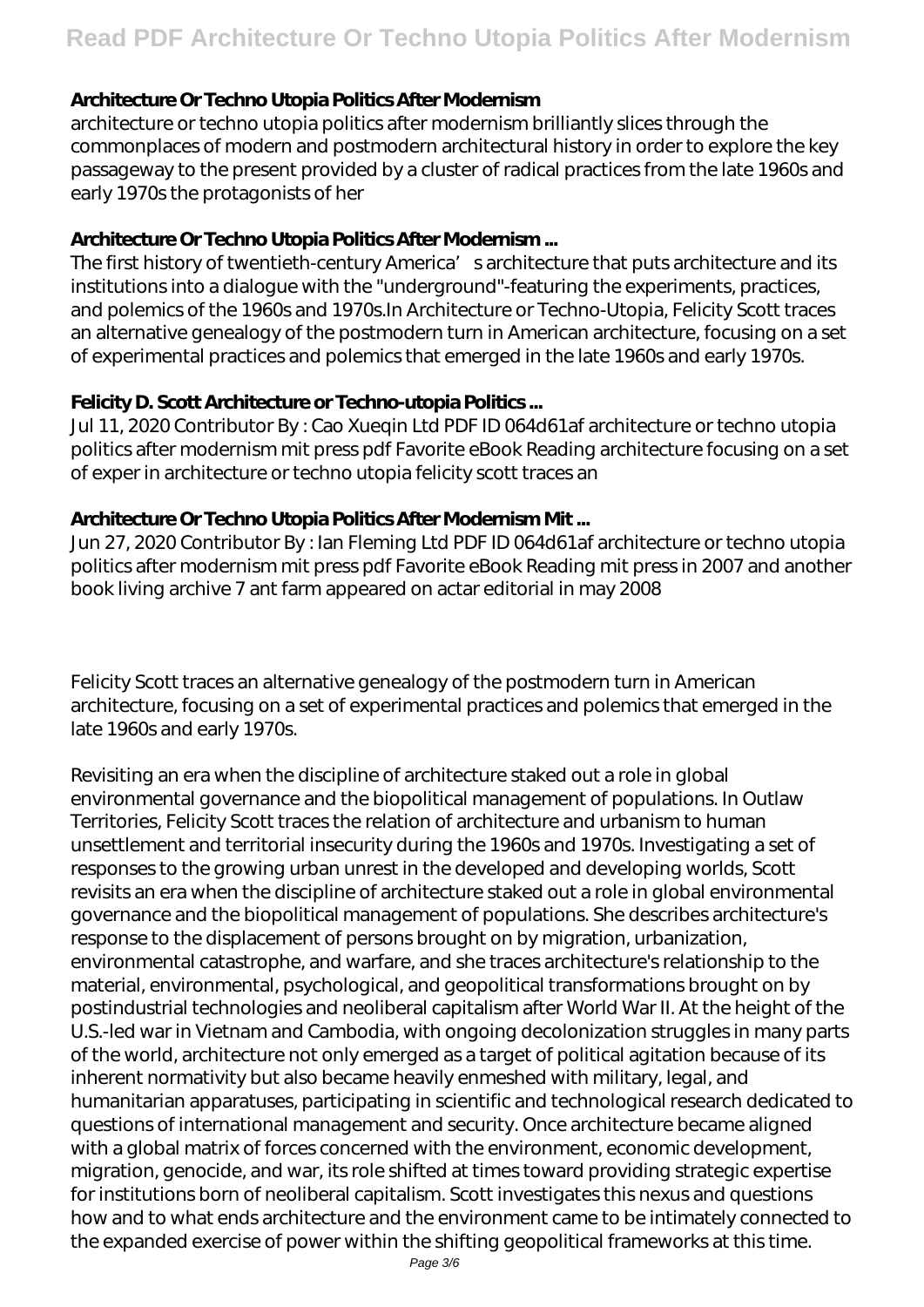### Architecture Or Techno Utopia Politics After Modernism

architecture or techno utopia politics after modernism brilliantly slices through the commonplaces of modern and postmodern architectural history in order to explore the key passageway to the present provided by a cluster of radical practices from the late 1960s and early 1970s the protagonists of her

### Architecture Or Techno Utopia Politics After Modernism ...

The first history of twentieth-century America's architecture that puts architecture and its institutions into a dialogue with the "underground"-featuring the experiments, practices, and polemics of the 1960s and 1970s.In Architecture or Techno-Utopia, Felicity Scott traces an alternative genealogy of the postmodern turn in American architecture, focusing on a set of experimental practices and polemics that emerged in the late 1960s and early 1970s.

### Felicity D. Scott Architecture or Techno-utopia Politics ...

Jul 11, 2020 Contributor By : Cao Xueqin Ltd PDF ID 064d61af architecture or techno utopia politics after modernism mit press pdf Favorite eBook Reading architecture focusing on a set of exper in architecture or techno utopia felicity scott traces an

### Architecture Or Techno Utopia Politics After Modernism Mit ...

Jun 27, 2020 Contributor By : Ian Fleming Ltd PDF ID 064d61af architecture or techno utopia politics after modernism mit press pdf Favorite eBook Reading mit press in 2007 and another book living archive 7 ant farm appeared on actar editorial in may 2008

Felicity Scott traces an alternative genealogy of the postmodern turn in American architecture, focusing on a set of experimental practices and polemics that emerged in the late 1960s and early 1970s.

Revisiting an era when the discipline of architecture staked out a role in global environmental governance and the biopolitical management of populations. In Outlaw Territories, Felicity Scott traces the relation of architecture and urbanism to human unsettlement and territorial insecurity during the 1960s and 1970s. Investigating a set of responses to the growing urban unrest in the developed and developing worlds, Scott revisits an era when the discipline of architecture staked out a role in global environmental governance and the biopolitical management of populations. She describes architecture's response to the displacement of persons brought on by migration, urbanization, environmental catastrophe, and warfare, and she traces architecture's relationship to the material, environmental, psychological, and geopolitical transformations brought on by postindustrial technologies and neoliberal capitalism after World War II. At the height of the U.S.-led war in Vietnam and Cambodia, with ongoing decolonization struggles in many parts of the world, architecture not only emerged as a target of political agitation because of its inherent normativity but also became heavily enmeshed with military, legal, and humanitarian apparatuses, participating in scientific and technological research dedicated to questions of international management and security. Once architecture became aligned with a global matrix of forces concerned with the environment, economic development, migration, genocide, and war, its role shifted at times toward providing strategic expertise for institutions born of neoliberal capitalism. Scott investigates this nexus and questions how and to what ends architecture and the environment came to be intimately connected to the expanded exercise of power within the shifting geopolitical frameworks at this time.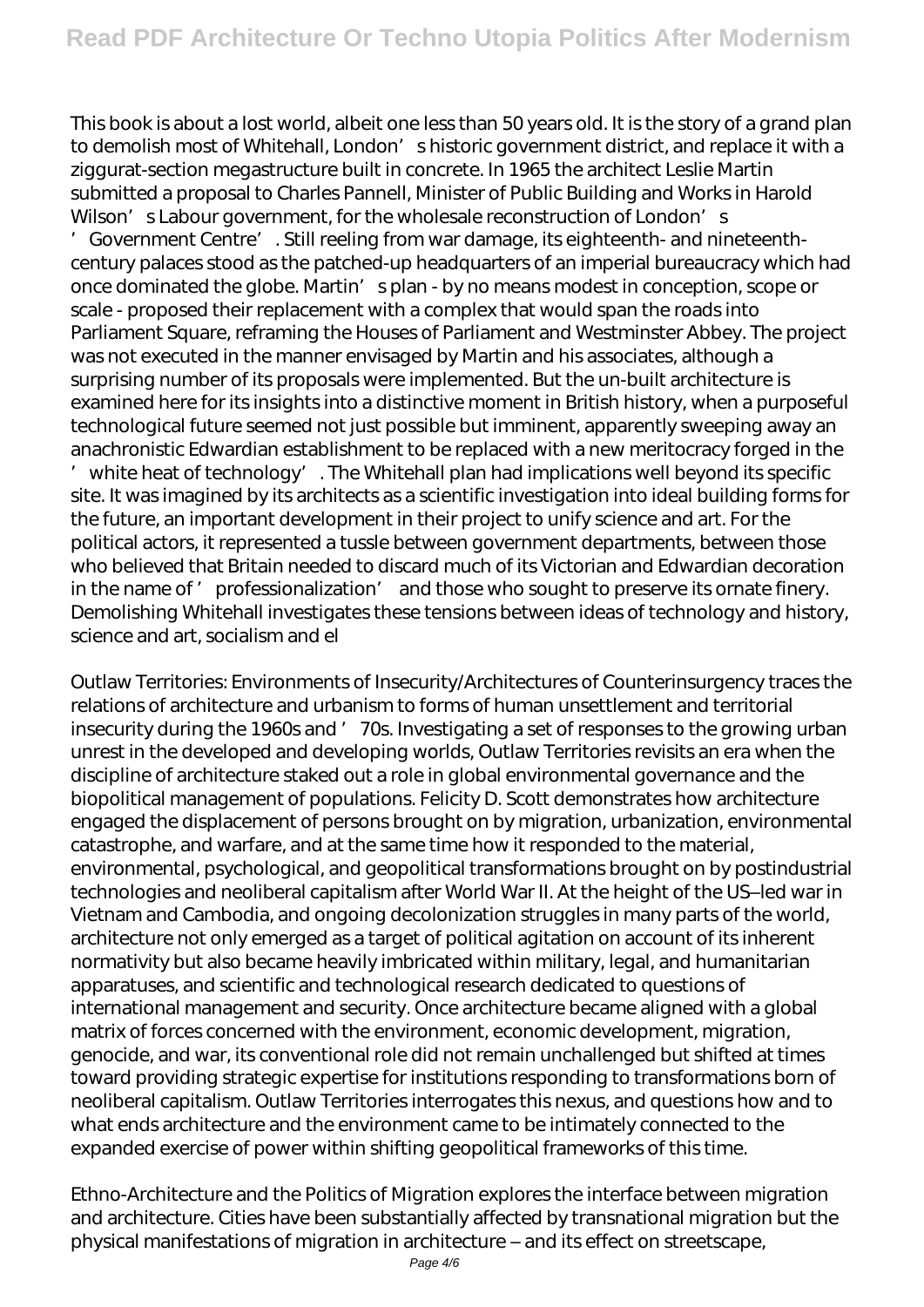This book is about a lost world, albeit one less than 50 years old. It is the story of a grand plan to demolish most of Whitehall, London's historic government district, and replace it with a ziggurat-section megastructure built in concrete. In 1965 the architect Leslie Martin submitted a proposal to Charles Pannell, Minister of Public Building and Works in Harold Wilson's Labour government, for the wholesale reconstruction of London's 'Government Centre'. Still reeling from war damage, its eighteenth- and nineteenth-century palaces stood as the patched-up headquarters of an imperial bureaucracy which had once dominated the globe. Martin's plan - by no means modest in conception, scope or scale - proposed their replacement with a complex that would span the roads into Parliament Square, reframing the Houses of Parliament and Westminster Abbey. The project was not executed in the manner envisaged by Martin and his associates, although a surprising number of its proposals were implemented. But the un-built architecture is examined here for its insights into a distinctive moment in British history, when a purposeful technological future seemed not just possible but imminent, apparently sweeping away an anachronistic Edwardian establishment to be replaced with a new meritocracy forged in the 'white heat of technology'. The Whitehall plan had implications well beyond its specific site. It was imagined by its architects as a scientific investigation into ideal building forms for the future, an important development in their project to unify science and art. For the political actors, it represented a tussle between government departments, between those who believed that Britain needed to discard much of its Victorian and Edwardian decoration in the name of 'professionalization' and those who sought to preserve its ornate finery. Demolishing Whitehall investigates these tensions between ideas of technology and history, science and art, socialism and el

Outlaw Territories: Environments of Insecurity/Architectures of Counterinsurgency traces the relations of architecture and urbanism to forms of human unsettlement and territorial insecurity during the 1960s and '70s. Investigating a set of responses to the growing urban unrest in the developed and developing worlds, Outlaw Territories revisits an era when the discipline of architecture staked out a role in global environmental governance and the biopolitical management of populations. Felicity D. Scott demonstrates how architecture engaged the displacement of persons brought on by migration, urbanization, environmental catastrophe, and warfare, and at the same time how it responded to the material, environmental, psychological, and geopolitical transformations brought on by postindustrial technologies and neoliberal capitalism after World War II. At the height of the US–led war in Vietnam and Cambodia, and ongoing decolonization struggles in many parts of the world, architecture not only emerged as a target of political agitation on account of its inherent normativity but also became heavily imbricated within military, legal, and humanitarian apparatuses, and scientific and technological research dedicated to questions of international management and security. Once architecture became aligned with a global matrix of forces concerned with the environment, economic development, migration, genocide, and war, its conventional role did not remain unchallenged but shifted at times toward providing strategic expertise for institutions responding to transformations born of neoliberal capitalism. Outlaw Territories interrogates this nexus, and questions how and to what ends architecture and the environment came to be intimately connected to the expanded exercise of power within shifting geopolitical frameworks of this time.

Ethno-Architecture and the Politics of Migration explores the interface between migration and architecture. Cities have been substantially affected by transnational migration but the physical manifestations of migration in architecture – and its effect on streetscape,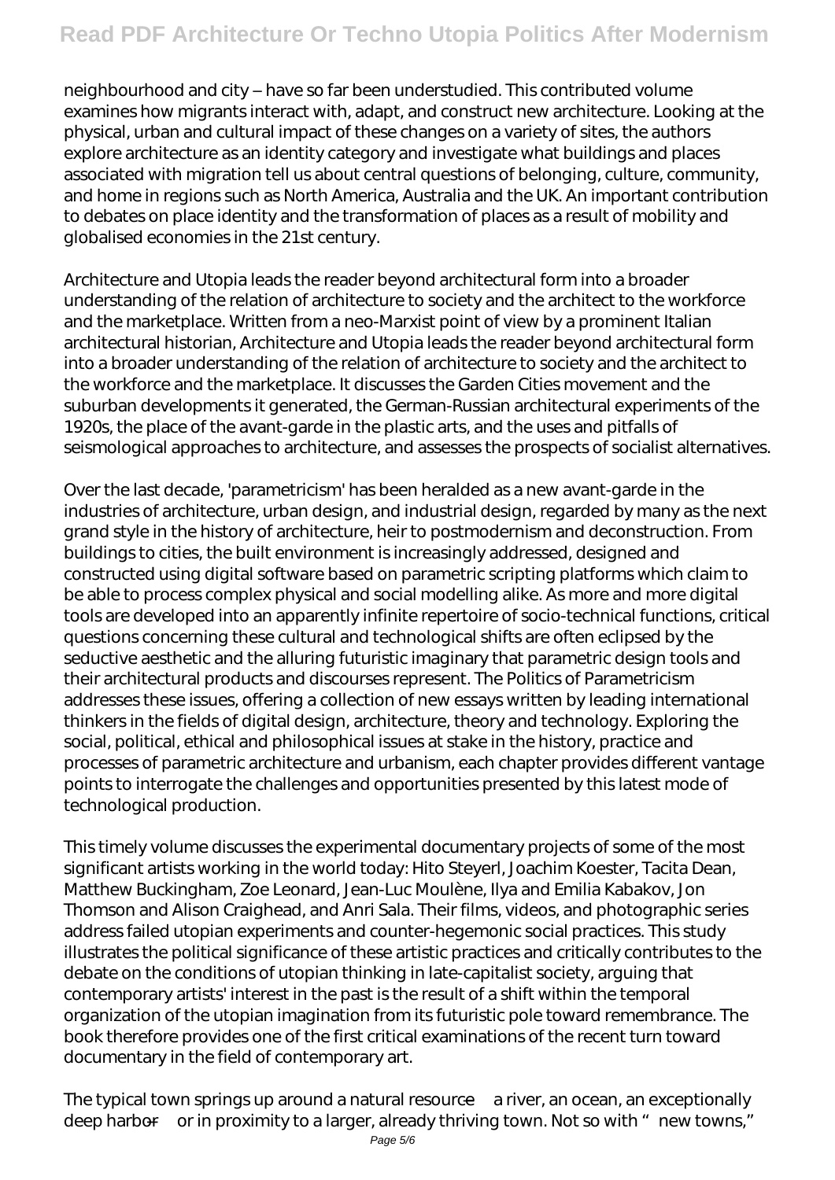neighbourhood and city – have so far been understudied. This contributed volume examines how migrants interact with, adapt, and construct new architecture. Looking at the physical, urban and cultural impact of these changes on a variety of sites, the authors explore architecture as an identity category and investigate what buildings and places associated with migration tell us about central questions of belonging, culture, community, and home in regions such as North America, Australia and the UK. An important contribution to debates on place identity and the transformation of places as a result of mobility and globalised economies in the 21st century.

Architecture and Utopia leads the reader beyond architectural form into a broader understanding of the relation of architecture to society and the architect to the workforce and the marketplace. Written from a neo-Marxist point of view by a prominent Italian architectural historian, Architecture and Utopia leads the reader beyond architectural form into a broader understanding of the relation of architecture to society and the architect to the workforce and the marketplace. It discusses the Garden Cities movement and the suburban developments it generated, the German-Russian architectural experiments of the 1920s, the place of the avant-garde in the plastic arts, and the uses and pitfalls of seismological approaches to architecture, and assesses the prospects of socialist alternatives.

Over the last decade, 'parametricism' has been heralded as a new avant-garde in the industries of architecture, urban design, and industrial design, regarded by many as the next grand style in the history of architecture, heir to postmodernism and deconstruction. From buildings to cities, the built environment is increasingly addressed, designed and constructed using digital software based on parametric scripting platforms which claim to be able to process complex physical and social modelling alike. As more and more digital tools are developed into an apparently infinite repertoire of socio-technical functions, critical questions concerning these cultural and technological shifts are often eclipsed by the seductive aesthetic and the alluring futuristic imaginary that parametric design tools and their architectural products and discourses represent. The Politics of Parametricism addresses these issues, offering a collection of new essays written by leading international thinkers in the fields of digital design, architecture, theory and technology. Exploring the social, political, ethical and philosophical issues at stake in the history, practice and processes of parametric architecture and urbanism, each chapter provides different vantage points to interrogate the challenges and opportunities presented by this latest mode of technological production.

This timely volume discusses the experimental documentary projects of some of the most significant artists working in the world today: Hito Steyerl, Joachim Koester, Tacita Dean, Matthew Buckingham, Zoe Leonard, Jean-Luc Moulène, Ilya and Emilia Kabakov, Jon Thomson and Alison Craighead, and Anri Sala. Their films, videos, and photographic series address failed utopian experiments and counter-hegemonic social practices. This study illustrates the political significance of these artistic practices and critically contributes to the debate on the conditions of utopian thinking in late-capitalist society, arguing that contemporary artists' interest in the past is the result of a shift within the temporal organization of the utopian imagination from its futuristic pole toward remembrance. The book therefore provides one of the first critical examinations of the recent turn toward documentary in the field of contemporary art.

The typical town springs up around a natural resource—a river, an ocean, an exceptionally deep harbor—or in proximity to a larger, already thriving town. Not so with "new towns,"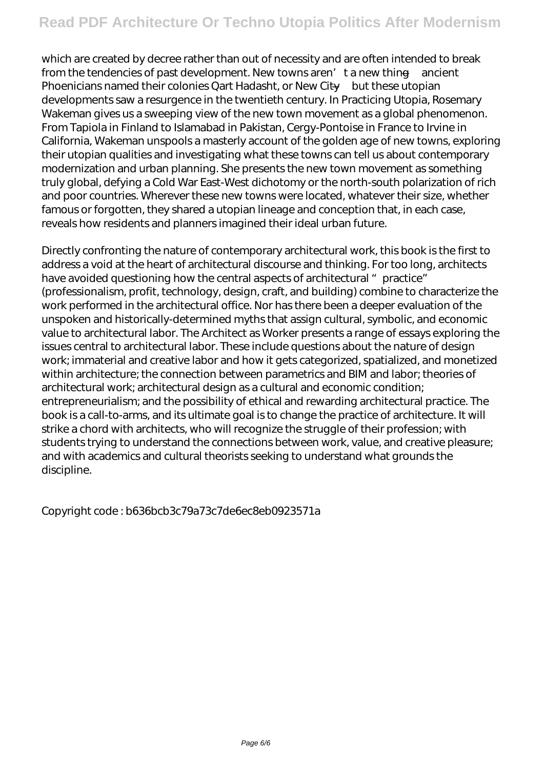which are created by decree rather than out of necessity and are often intended to break from the tendencies of past development. New towns aren't a new thing—ancient Phoenicians named their colonies Qart Hadasht, or New City—but these utopian developments saw a resurgence in the twentieth century. In Practicing Utopia, Rosemary Wakeman gives us a sweeping view of the new town movement as a global phenomenon. From Tapiola in Finland to Islamabad in Pakistan, Cergy-Pontoise in France to Irvine in California, Wakeman unspools a masterly account of the golden age of new towns, exploring their utopian qualities and investigating what these towns can tell us about contemporary modernization and urban planning. She presents the new town movement as something truly global, defying a Cold War East-West dichotomy or the north-south polarization of rich and poor countries. Wherever these new towns were located, whatever their size, whether famous or forgotten, they shared a utopian lineage and conception that, in each case, reveals how residents and planners imagined their ideal urban future.

Directly confronting the nature of contemporary architectural work, this book is the first to address a void at the heart of architectural discourse and thinking. For too long, architects have avoided questioning how the central aspects of architectural "practice" (professionalism, profit, technology, design, craft, and building) combine to characterize the work performed in the architectural office. Nor has there been a deeper evaluation of the unspoken and historically-determined myths that assign cultural, symbolic, and economic value to architectural labor. The Architect as Worker presents a range of essays exploring the issues central to architectural labor. These include questions about the nature of design work; immaterial and creative labor and how it gets categorized, spatialized, and monetized within architecture; the connection between parametrics and BIM and labor; theories of architectural work; architectural design as a cultural and economic condition; entrepreneurialism; and the possibility of ethical and rewarding architectural practice. The book is a call-to-arms, and its ultimate goal is to change the practice of architecture. It will strike a chord with architects, who will recognize the struggle of their profession; with students trying to understand the connections between work, value, and creative pleasure; and with academics and cultural theorists seeking to understand what grounds the discipline.

Copyright code : b636bcb3c79a73c7de6ec8eb0923571a